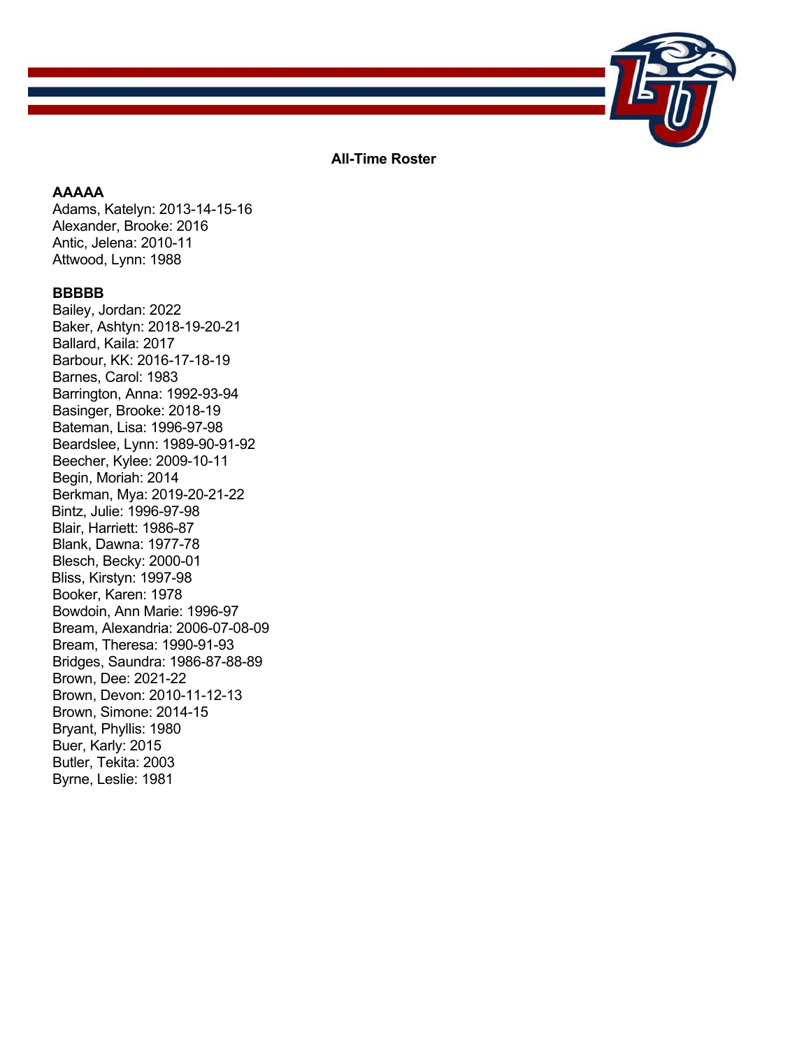## All-Time Roster

### AAAAA

Adams, Katelyn: 2013-14-15-16
Alexander, Brooke: 2016
Antic, Jelena: 2010-11
Attwood, Lynn: 1988

### BBBBB

Bailey, Jordan: 2022
Baker, Ashtyn: 2018-19-20-21
Ballard, Kaila: 2017
Barbour, KK: 2016-17-18-19
Barnes, Carol: 1983
Barrington, Anna: 1992-93-94
Basinger, Brooke: 2018-19
Bateman, Lisa: 1996-97-98
Beardslee, Lynn: 1989-90-91-92
Beecher, Kylee: 2009-10-11
Begin, Moriah: 2014
Berkman, Mya: 2019-20-21-22
Bintz, Julie: 1996-97-98
Blair, Harriett: 1986-87
Blank, Dawna: 1977-78
Blesch, Becky: 2000-01
Bliss, Kirstyn: 1997-98
Booker, Karen: 1978
Bowdoin, Ann Marie: 1996-97
Bream, Alexandria: 2006-07-08-09
Bream, Theresa: 1990-91-93
Bridges, Saundra: 1986-87-88-89
Brown, Dee: 2021-22
Brown, Devon: 2010-11-12-13
Brown, Simone: 2014-15
Bryant, Phyllis: 1980
Buer, Karly: 2015
Butler, Tekita: 2003
Byrne, Leslie: 1981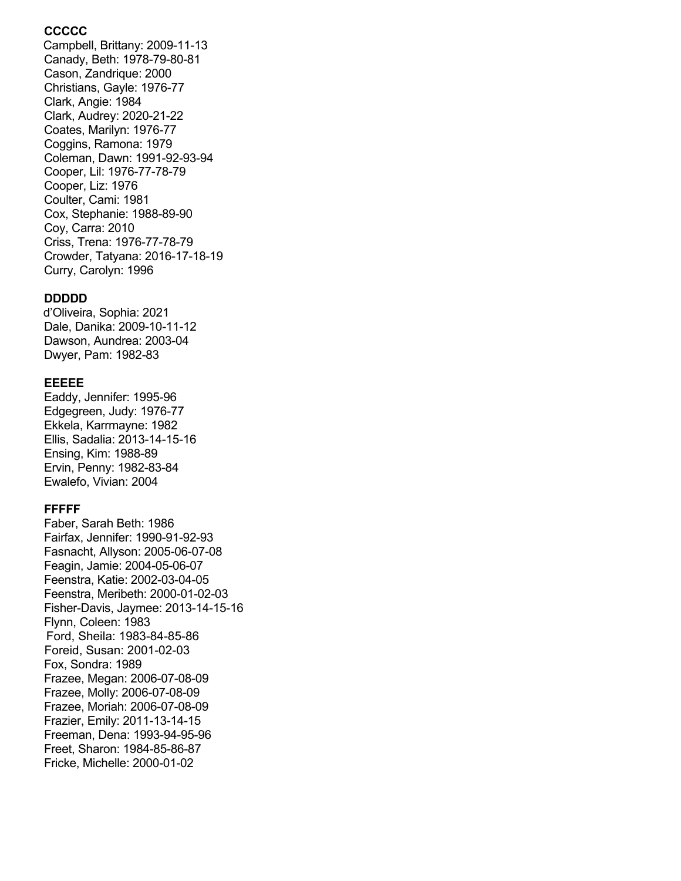**CCCCC**

Campbell, Brittany: 2009-11-13
Canady, Beth: 1978-79-80-81
Cason, Zandrique: 2000
Christians, Gayle: 1976-77
Clark, Angie: 1984
Clark, Audrey: 2020-21-22
Coates, Marilyn: 1976-77
Coggins, Ramona: 1979
Coleman, Dawn: 1991-92-93-94
Cooper, Lil: 1976-77-78-79
Cooper, Liz: 1976
Coulter, Cami: 1981
Cox, Stephanie: 1988-89-90
Coy, Carra: 2010
Criss, Trena: 1976-77-78-79
Crowder, Tatyana: 2016-17-18-19
Curry, Carolyn: 1996

**DDDDD**

d'Oliveira, Sophia: 2021
Dale, Danika: 2009-10-11-12
Dawson, Aundrea: 2003-04
Dwyer, Pam: 1982-83

**EEEEE**

Eaddy, Jennifer: 1995-96
Edgegreen, Judy: 1976-77
Ekkela, Karrmayne: 1982
Ellis, Sadalia: 2013-14-15-16
Ensing, Kim: 1988-89
Ervin, Penny: 1982-83-84
Ewalefo, Vivian: 2004

**FFFFF**

Faber, Sarah Beth: 1986
Fairfax, Jennifer: 1990-91-92-93
Fasnacht, Allyson: 2005-06-07-08
Feagin, Jamie: 2004-05-06-07
Feenstra, Katie: 2002-03-04-05
Feenstra, Meribeth: 2000-01-02-03
Fisher-Davis, Jaymee: 2013-14-15-16
Flynn, Coleen: 1983
Ford, Sheila: 1983-84-85-86
Foreid, Susan: 2001-02-03
Fox, Sondra: 1989
Frazee, Megan: 2006-07-08-09
Frazee, Molly: 2006-07-08-09
Frazee, Moriah: 2006-07-08-09
Frazier, Emily: 2011-13-14-15
Freeman, Dena: 1993-94-95-96
Freet, Sharon: 1984-85-86-87
Fricke, Michelle: 2000-01-02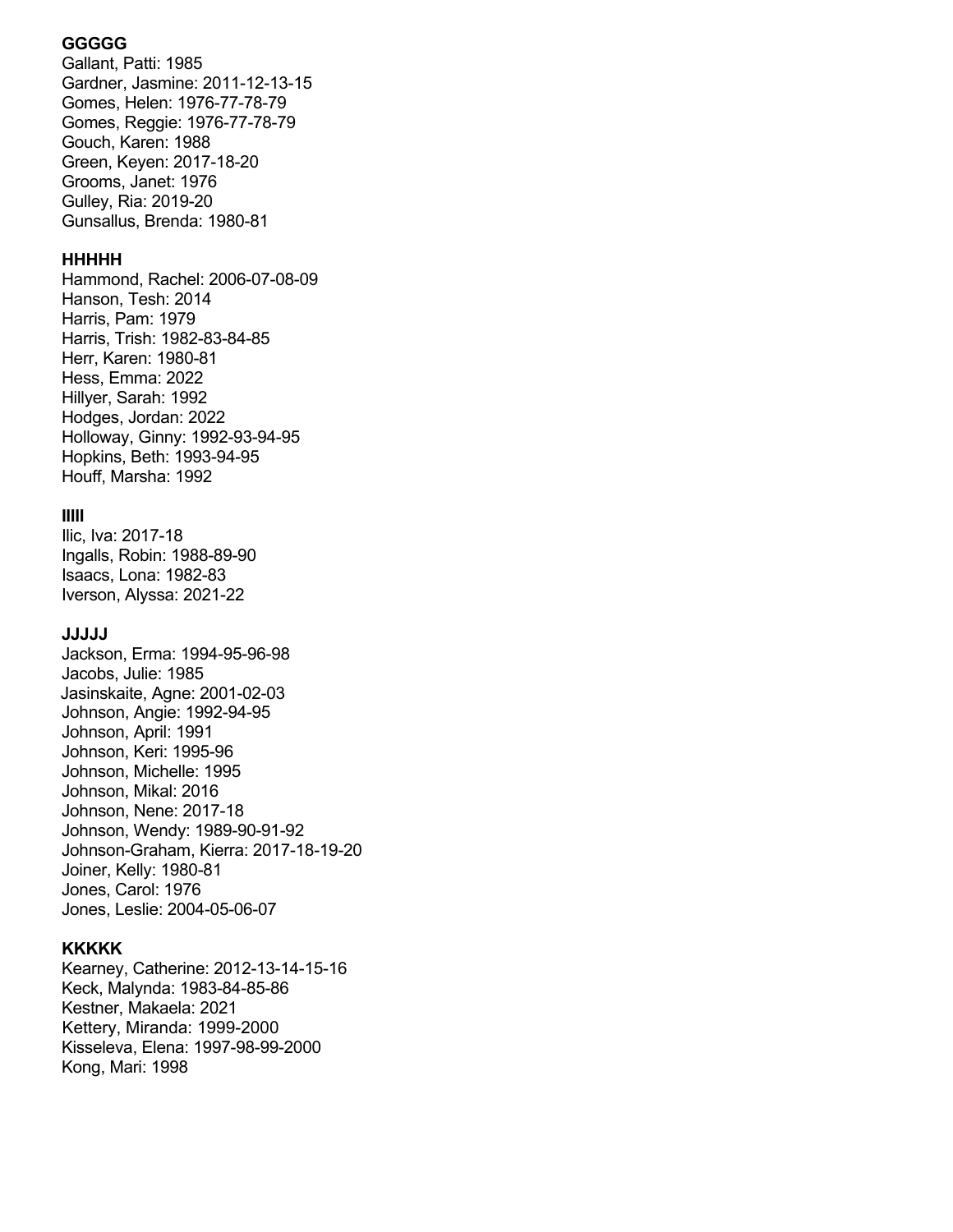**GGGGG**
Gallant, Patti: 1985
Gardner, Jasmine: 2011-12-13-15
Gomes, Helen: 1976-77-78-79
Gomes, Reggie: 1976-77-78-79
Gouch, Karen: 1988
Green, Keyen: 2017-18-20
Grooms, Janet: 1976
Gulley, Ria: 2019-20
Gunsallus, Brenda: 1980-81

**HHHHH**
Hammond, Rachel: 2006-07-08-09
Hanson, Tesh: 2014
Harris, Pam: 1979
Harris, Trish: 1982-83-84-85
Herr, Karen: 1980-81
Hess, Emma: 2022
Hillyer, Sarah: 1992
Hodges, Jordan: 2022
Holloway, Ginny: 1992-93-94-95
Hopkins, Beth: 1993-94-95
Houff, Marsha: 1992

**IIIII**
Ilic, Iva: 2017-18
Ingalls, Robin: 1988-89-90
Isaacs, Lona: 1982-83
Iverson, Alyssa: 2021-22

**JJJJJ**
Jackson, Erma: 1994-95-96-98
Jacobs, Julie: 1985
Jasinskaite, Agne: 2001-02-03
Johnson, Angie: 1992-94-95
Johnson, April: 1991
Johnson, Keri: 1995-96
Johnson, Michelle: 1995
Johnson, Mikal: 2016
Johnson, Nene: 2017-18
Johnson, Wendy: 1989-90-91-92
Johnson-Graham, Kierra: 2017-18-19-20
Joiner, Kelly: 1980-81
Jones, Carol: 1976
Jones, Leslie: 2004-05-06-07

**KKKKK**
Kearney, Catherine: 2012-13-14-15-16
Keck, Malynda: 1983-84-85-86
Kestner, Makaela: 2021
Kettery, Miranda: 1999-2000
Kisseleva, Elena: 1997-98-99-2000
Kong, Mari: 1998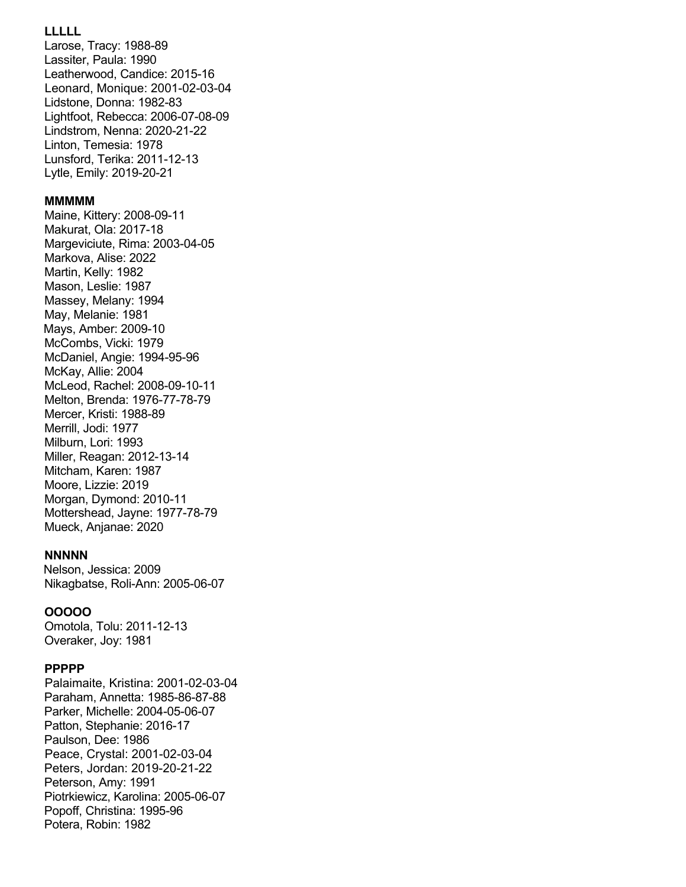**LLLLL**

Larose, Tracy: 1988-89
Lassiter, Paula: 1990
Leatherwood, Candice: 2015-16
Leonard, Monique: 2001-02-03-04
Lidstone, Donna: 1982-83
Lightfoot, Rebecca: 2006-07-08-09
Lindstrom, Nenna: 2020-21-22
Linton, Temesia: 1978
Lunsford, Terika: 2011-12-13
Lytle, Emily: 2019-20-21

**MMMMM**

Maine, Kittery: 2008-09-11
Makurat, Ola: 2017-18
Margeviciute, Rima: 2003-04-05
Markova, Alise: 2022
Martin, Kelly: 1982
Mason, Leslie: 1987
Massey, Melany: 1994
May, Melanie: 1981
Mays, Amber: 2009-10
McCombs, Vicki: 1979
McDaniel, Angie: 1994-95-96
McKay, Allie: 2004
McLeod, Rachel: 2008-09-10-11
Melton, Brenda: 1976-77-78-79
Mercer, Kristi: 1988-89
Merrill, Jodi: 1977
Milburn, Lori: 1993
Miller, Reagan: 2012-13-14
Mitcham, Karen: 1987
Moore, Lizzie: 2019
Morgan, Dymond: 2010-11
Mottershead, Jayne: 1977-78-79
Mueck, Anjanae: 2020

**NNNNN**

Nelson, Jessica: 2009
Nikagbatse, Roli-Ann: 2005-06-07

**OOOOO**

Omotola, Tolu: 2011-12-13
Overaker, Joy: 1981

**PPPPP**

Palaimaite, Kristina: 2001-02-03-04
Paraham, Annetta: 1985-86-87-88
Parker, Michelle: 2004-05-06-07
Patton, Stephanie: 2016-17
Paulson, Dee: 1986
Peace, Crystal: 2001-02-03-04
Peters, Jordan: 2019-20-21-22
Peterson, Amy: 1991
Piotrkiewicz, Karolina: 2005-06-07
Popoff, Christina: 1995-96
Potera, Robin: 1982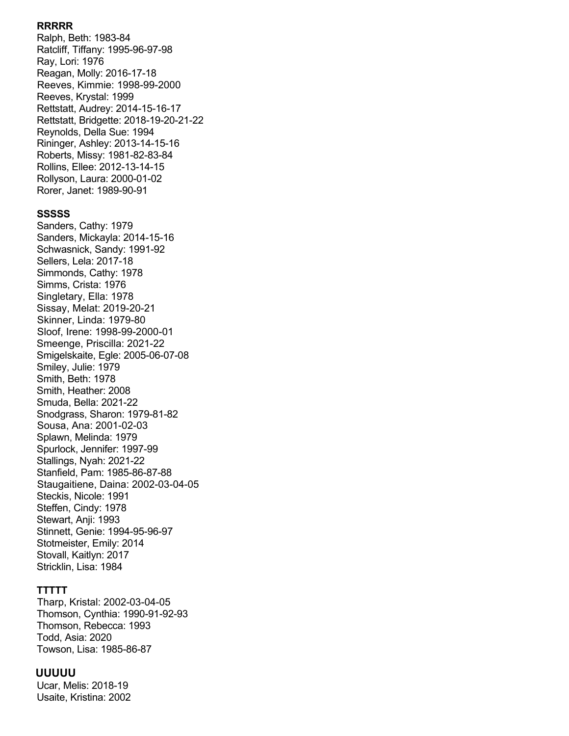**RRRRR**

Ralph, Beth: 1983-84
Ratcliff, Tiffany: 1995-96-97-98
Ray, Lori: 1976
Reagan, Molly: 2016-17-18
Reeves, Kimmie: 1998-99-2000
Reeves, Krystal: 1999
Rettstatt, Audrey: 2014-15-16-17
Rettstatt, Bridgette: 2018-19-20-21-22
Reynolds, Della Sue: 1994
Rininger, Ashley: 2013-14-15-16
Roberts, Missy: 1981-82-83-84
Rollins, Ellee: 2012-13-14-15
Rollyson, Laura: 2000-01-02
Rorer, Janet: 1989-90-91

**SSSSS**

Sanders, Cathy: 1979
Sanders, Mickayla: 2014-15-16
Schwasnick, Sandy: 1991-92
Sellers, Lela: 2017-18
Simmonds, Cathy: 1978
Simms, Crista: 1976
Singletary, Ella: 1978
Sissay, Melat: 2019-20-21
Skinner, Linda: 1979-80
Sloof, Irene: 1998-99-2000-01
Smeenge, Priscilla: 2021-22
Smigelskaite, Egle: 2005-06-07-08
Smiley, Julie: 1979
Smith, Beth: 1978
Smith, Heather: 2008
Smuda, Bella: 2021-22
Snodgrass, Sharon: 1979-81-82
Sousa, Ana: 2001-02-03
Splawn, Melinda: 1979
Spurlock, Jennifer: 1997-99
Stallings, Nyah: 2021-22
Stanfield, Pam: 1985-86-87-88
Staugaitiene, Daina: 2002-03-04-05
Steckis, Nicole: 1991
Steffen, Cindy: 1978
Stewart, Anji: 1993
Stinnett, Genie: 1994-95-96-97
Stotmeister, Emily: 2014
Stovall, Kaitlyn: 2017
Stricklin, Lisa: 1984

**TTTTT**

Tharp, Kristal: 2002-03-04-05
Thomson, Cynthia: 1990-91-92-93
Thomson, Rebecca: 1993
Todd, Asia: 2020
Towson, Lisa: 1985-86-87

**UUUUU**

Ucar, Melis: 2018-19
Usaite, Kristina: 2002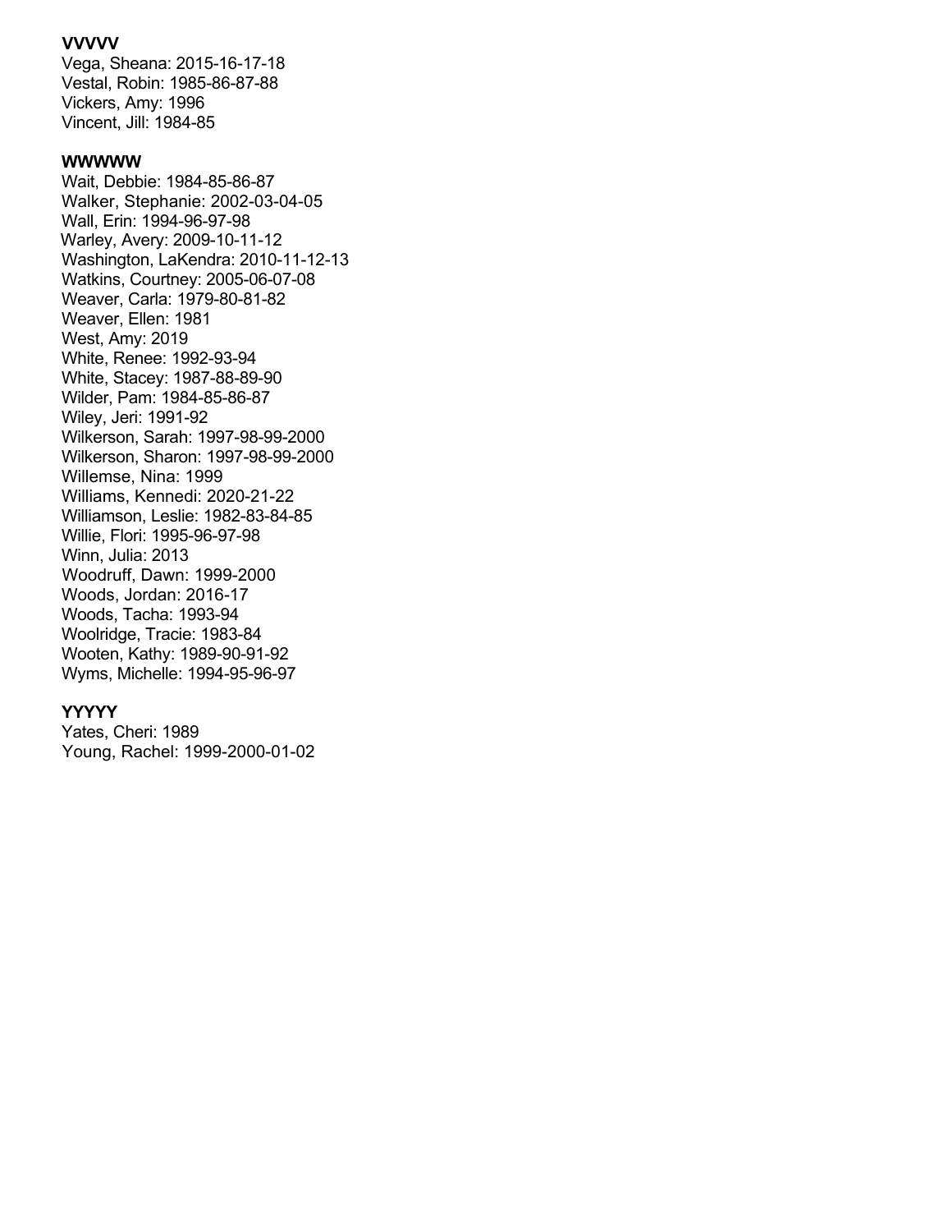**VVVVV**

Vega, Sheana: 2015-16-17-18
Vestal, Robin: 1985-86-87-88
Vickers, Amy: 1996
Vincent, Jill: 1984-85

**WWWWW**

Wait, Debbie: 1984-85-86-87
Walker, Stephanie: 2002-03-04-05
Wall, Erin: 1994-96-97-98
Warley, Avery: 2009-10-11-12
Washington, LaKendra: 2010-11-12-13
Watkins, Courtney: 2005-06-07-08
Weaver, Carla: 1979-80-81-82
Weaver, Ellen: 1981
West, Amy: 2019
White, Renee: 1992-93-94
White, Stacey: 1987-88-89-90
Wilder, Pam: 1984-85-86-87
Wiley, Jeri: 1991-92
Wilkerson, Sarah: 1997-98-99-2000
Wilkerson, Sharon: 1997-98-99-2000
Willemse, Nina: 1999
Williams, Kennedi: 2020-21-22
Williamson, Leslie: 1982-83-84-85
Willie, Flori: 1995-96-97-98
Winn, Julia: 2013
Woodruff, Dawn: 1999-2000
Woods, Jordan: 2016-17
Woods, Tacha: 1993-94
Woolridge, Tracie: 1983-84
Wooten, Kathy: 1989-90-91-92
Wyms, Michelle: 1994-95-96-97

**YYYYY**

Yates, Cheri: 1989
Young, Rachel: 1999-2000-01-02